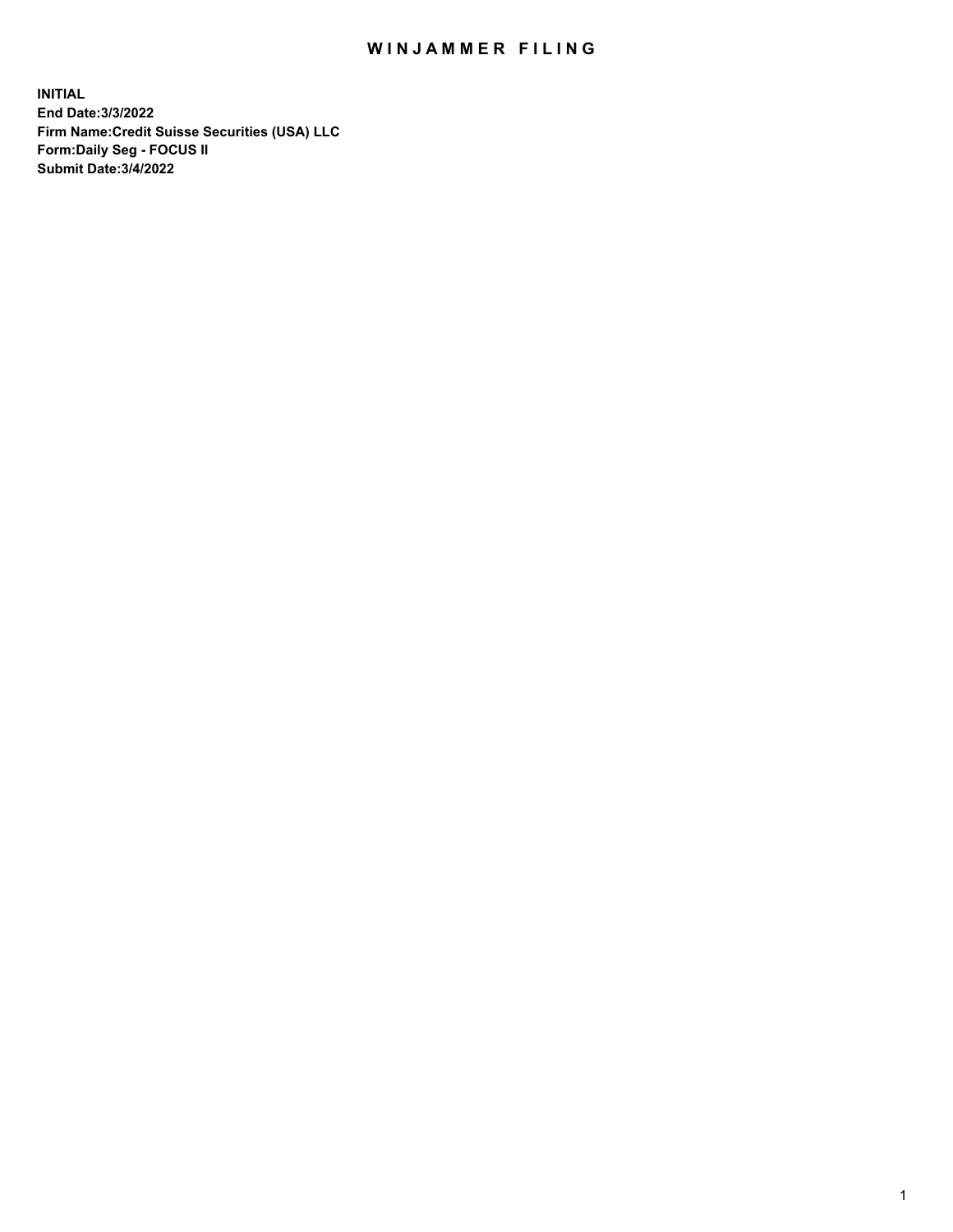# WINJAMMER FILING

**INITIAL**
**End Date:3/3/2022**
**Firm Name:Credit Suisse Securities (USA) LLC**
**Form:Daily Seg - FOCUS II**
**Submit Date:3/4/2022**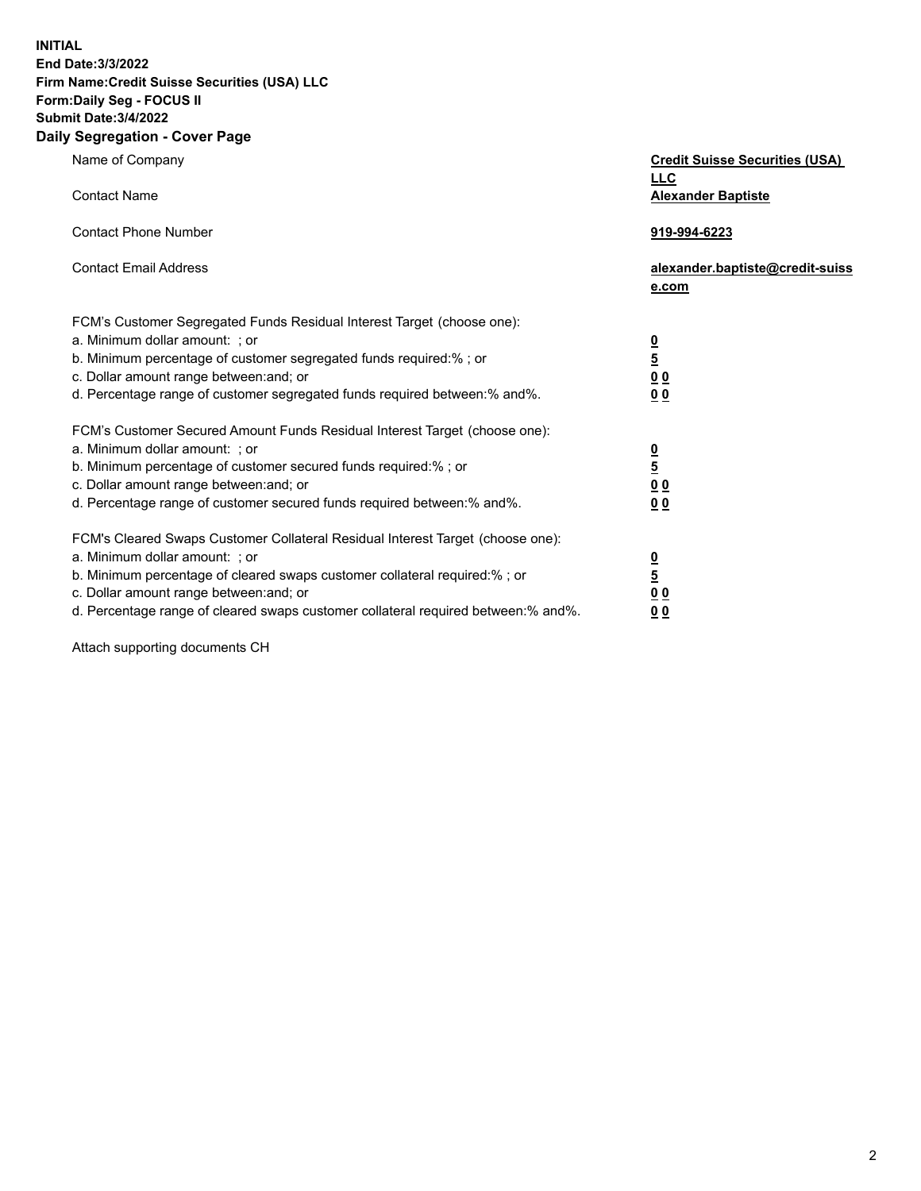**INITIAL**
**End Date:3/3/2022**
**Firm Name:Credit Suisse Securities (USA) LLC**
**Form:Daily Seg - FOCUS II**
**Submit Date:3/4/2022**

## Daily Segregation - Cover Page

| | |
|---|---|
| Name of Company | **Credit Suisse Securities (USA) LLC** |
| Contact Name | **Alexander Baptiste** |
| Contact Phone Number | **919-994-6223** |
| Contact Email Address | **alexander.baptiste@credit-suisse.com** |
| FCM's Customer Segregated Funds Residual Interest Target (choose one): | |
| a. Minimum dollar amount: ; or | **0** |
| b. Minimum percentage of customer segregated funds required:% ; or | **5** |
| c. Dollar amount range between:and; or | **0 0** |
| d. Percentage range of customer segregated funds required between:% and%. | **0 0** |
| FCM's Customer Secured Amount Funds Residual Interest Target (choose one): | |
| a. Minimum dollar amount: ; or | **0** |
| b. Minimum percentage of customer secured funds required:% ; or | **5** |
| c. Dollar amount range between:and; or | **0 0** |
| d. Percentage range of customer secured funds required between:% and%. | **0 0** |
| FCM's Cleared Swaps Customer Collateral Residual Interest Target (choose one): | |
| a. Minimum dollar amount: ; or | **0** |
| b. Minimum percentage of cleared swaps customer collateral required:% ; or | **5** |
| c. Dollar amount range between:and; or | **0 0** |
| d. Percentage range of cleared swaps customer collateral required between:% and%. | **0 0** |

Attach supporting documents CH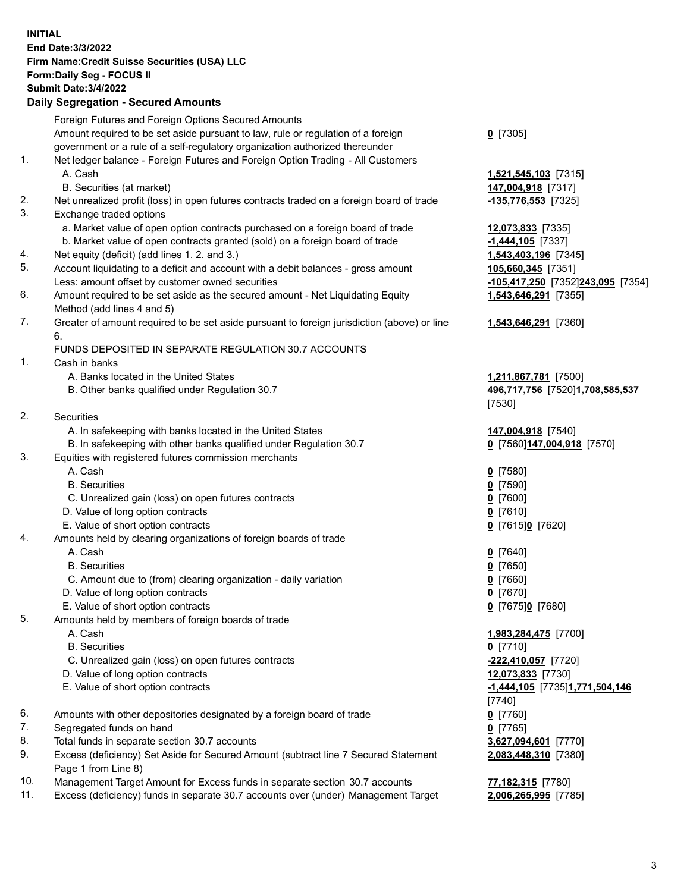**INITIAL**
**End Date:3/3/2022**
**Firm Name:Credit Suisse Securities (USA) LLC**
**Form:Daily Seg - FOCUS II**
**Submit Date:3/4/2022**

## Daily Segregation - Secured Amounts

| | | |
|---|---|---|
| | Foreign Futures and Foreign Options Secured Amounts | |
| | Amount required to be set aside pursuant to law, rule or regulation of a foreign government or a rule of a self-regulatory organization authorized thereunder | **0** [7305] |
| 1. | Net ledger balance - Foreign Futures and Foreign Option Trading - All Customers | |
| | A. Cash | **1,521,545,103** [7315] |
| | B. Securities (at market) | **147,004,918** [7317] |
| 2. | Net unrealized profit (loss) in open futures contracts traded on a foreign board of trade | **-135,776,553** [7325] |
| 3. | Exchange traded options | |
| | a. Market value of open option contracts purchased on a foreign board of trade | **12,073,833** [7335] |
| | b. Market value of open contracts granted (sold) on a foreign board of trade | **-1,444,105** [7337] |
| 4. | Net equity (deficit) (add lines 1. 2. and 3.) | **1,543,403,196** [7345] |
| 5. | Account liquidating to a deficit and account with a debit balances - gross amount | **105,660,345** [7351] |
| | Less: amount offset by customer owned securities | **-105,417,250** [7352]**243,095** [7354] |
| 6. | Amount required to be set aside as the secured amount - Net Liquidating Equity Method (add lines 4 and 5) | **1,543,646,291** [7355] |
| 7. | Greater of amount required to be set aside pursuant to foreign jurisdiction (above) or line 6. | **1,543,646,291** [7360] |
| | FUNDS DEPOSITED IN SEPARATE REGULATION 30.7 ACCOUNTS | |
| 1. | Cash in banks | |
| | A. Banks located in the United States | **1,211,867,781** [7500] |
| | B. Other banks qualified under Regulation 30.7 | **496,717,756** [7520]**1,708,585,537** [7530] |
| 2. | Securities | |
| | A. In safekeeping with banks located in the United States | **147,004,918** [7540] |
| | B. In safekeeping with other banks qualified under Regulation 30.7 | **0** [7560]**147,004,918** [7570] |
| 3. | Equities with registered futures commission merchants | |
| | A. Cash | **0** [7580] |
| | B. Securities | **0** [7590] |
| | C. Unrealized gain (loss) on open futures contracts | **0** [7600] |
| | D. Value of long option contracts | **0** [7610] |
| | E. Value of short option contracts | **0** [7615]**0** [7620] |
| 4. | Amounts held by clearing organizations of foreign boards of trade | |
| | A. Cash | **0** [7640] |
| | B. Securities | **0** [7650] |
| | C. Amount due to (from) clearing organization - daily variation | **0** [7660] |
| | D. Value of long option contracts | **0** [7670] |
| | E. Value of short option contracts | **0** [7675]**0** [7680] |
| 5. | Amounts held by members of foreign boards of trade | |
| | A. Cash | **1,983,284,475** [7700] |
| | B. Securities | **0** [7710] |
| | C. Unrealized gain (loss) on open futures contracts | **-222,410,057** [7720] |
| | D. Value of long option contracts | **12,073,833** [7730] |
| | E. Value of short option contracts | **-1,444,105** [7735]**1,771,504,146** [7740] |
| 6. | Amounts with other depositories designated by a foreign board of trade | **0** [7760] |
| 7. | Segregated funds on hand | **0** [7765] |
| 8. | Total funds in separate section 30.7 accounts | **3,627,094,601** [7770] |
| 9. | Excess (deficiency) Set Aside for Secured Amount (subtract line 7 Secured Statement Page 1 from Line 8) | **2,083,448,310** [7380] |
| 10. | Management Target Amount for Excess funds in separate section 30.7 accounts | **77,182,315** [7780] |
| 11. | Excess (deficiency) funds in separate 30.7 accounts over (under) Management Target | **2,006,265,995** [7785] |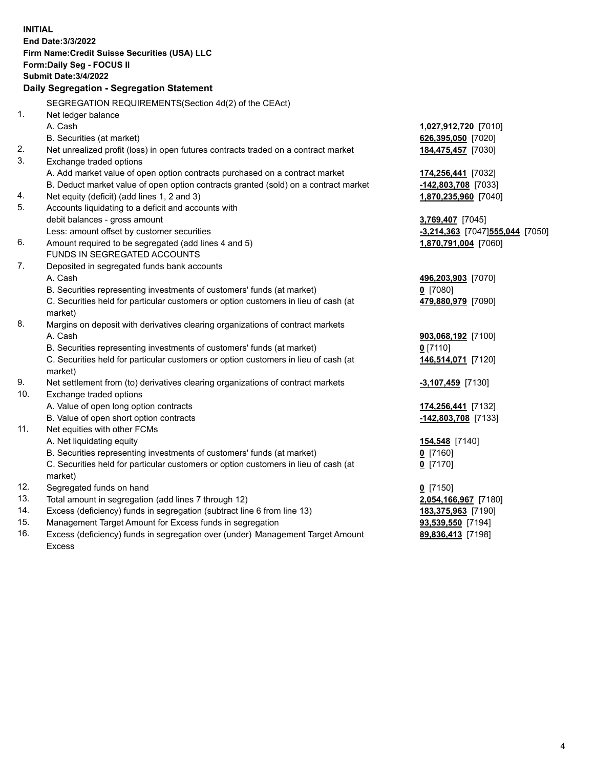**INITIAL**
**End Date:3/3/2022**
**Firm Name:Credit Suisse Securities (USA) LLC**
**Form:Daily Seg - FOCUS II**
**Submit Date:3/4/2022**

## Daily Segregation - Segregation Statement

SEGREGATION REQUIREMENTS(Section 4d(2) of the CEAct)

| | | |
|---|---|---|
| 1. | Net ledger balance | |
| | A. Cash | **1,027,912,720** [7010] |
| | B. Securities (at market) | **626,395,050** [7020] |
| 2. | Net unrealized profit (loss) in open futures contracts traded on a contract market | **184,475,457** [7030] |
| 3. | Exchange traded options | |
| | A. Add market value of open option contracts purchased on a contract market | **174,256,441** [7032] |
| | B. Deduct market value of open option contracts granted (sold) on a contract market | **-142,803,708** [7033] |
| 4. | Net equity (deficit) (add lines 1, 2 and 3) | **1,870,235,960** [7040] |
| 5. | Accounts liquidating to a deficit and accounts with debit balances - gross amount | **3,769,407** [7045] |
| | Less: amount offset by customer securities | **-3,214,363** [7047] **555,044** [7050] |
| 6. | Amount required to be segregated (add lines 4 and 5) | **1,870,791,004** [7060] |
| | FUNDS IN SEGREGATED ACCOUNTS | |
| 7. | Deposited in segregated funds bank accounts | |
| | A. Cash | **496,203,903** [7070] |
| | B. Securities representing investments of customers' funds (at market) | **0** [7080] |
| | C. Securities held for particular customers or option customers in lieu of cash (at market) | **479,880,979** [7090] |
| 8. | Margins on deposit with derivatives clearing organizations of contract markets | |
| | A. Cash | **903,068,192** [7100] |
| | B. Securities representing investments of customers' funds (at market) | **0** [7110] |
| | C. Securities held for particular customers or option customers in lieu of cash (at market) | **146,514,071** [7120] |
| 9. | Net settlement from (to) derivatives clearing organizations of contract markets | **-3,107,459** [7130] |
| 10. | Exchange traded options | |
| | A. Value of open long option contracts | **174,256,441** [7132] |
| | B. Value of open short option contracts | **-142,803,708** [7133] |
| 11. | Net equities with other FCMs | |
| | A. Net liquidating equity | **154,548** [7140] |
| | B. Securities representing investments of customers' funds (at market) | **0** [7160] |
| | C. Securities held for particular customers or option customers in lieu of cash (at market) | **0** [7170] |
| 12. | Segregated funds on hand | **0** [7150] |
| 13. | Total amount in segregation (add lines 7 through 12) | **2,054,166,967** [7180] |
| 14. | Excess (deficiency) funds in segregation (subtract line 6 from line 13) | **183,375,963** [7190] |
| 15. | Management Target Amount for Excess funds in segregation | **93,539,550** [7194] |
| 16. | Excess (deficiency) funds in segregation over (under) Management Target Amount Excess | **89,836,413** [7198] |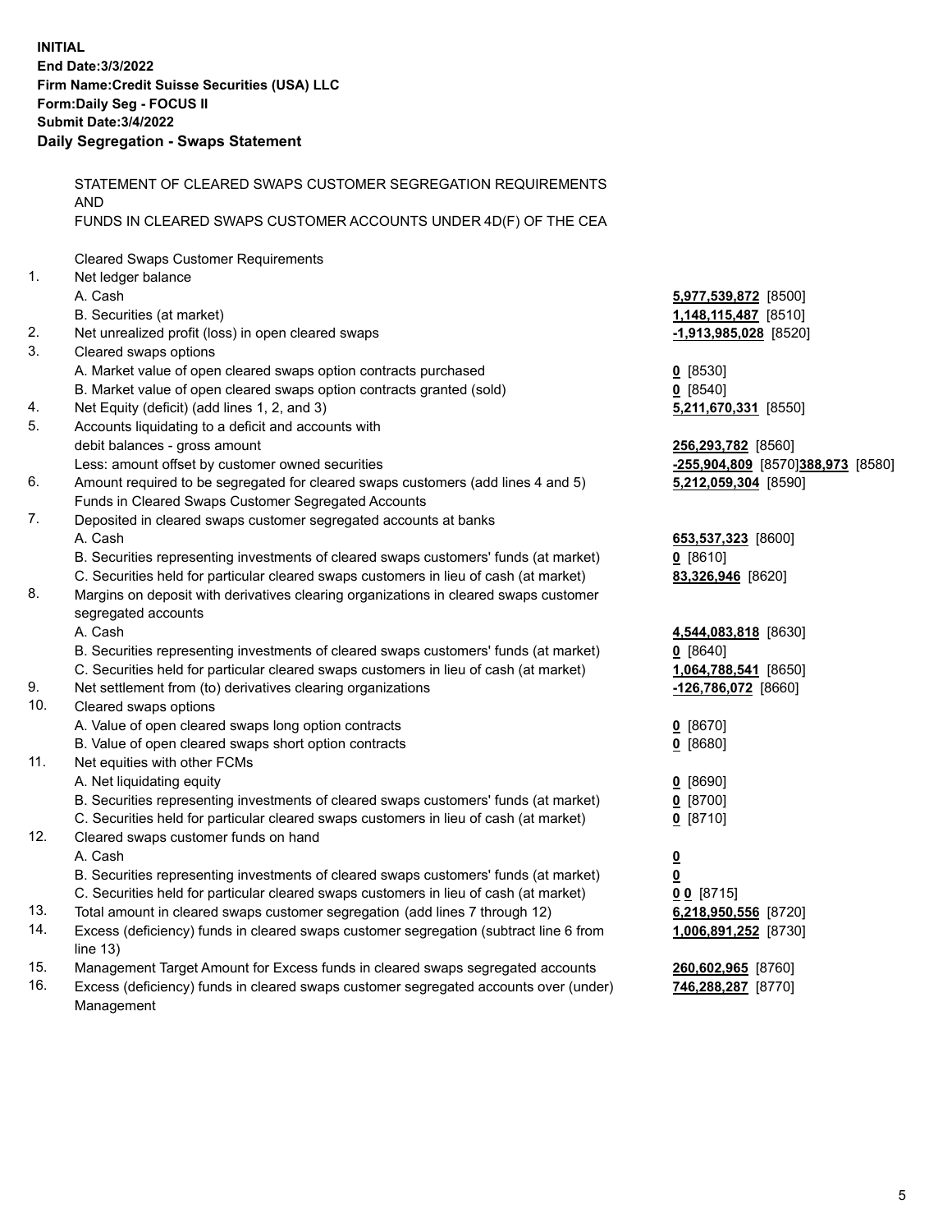**INITIAL**
**End Date:3/3/2022**
**Firm Name:Credit Suisse Securities (USA) LLC**
**Form:Daily Seg - FOCUS II**
**Submit Date:3/4/2022**
**Daily Segregation - Swaps Statement**

STATEMENT OF CLEARED SWAPS CUSTOMER SEGREGATION REQUIREMENTS AND
FUNDS IN CLEARED SWAPS CUSTOMER ACCOUNTS UNDER 4D(F) OF THE CEA

| | | |
|---|---|---|
| | Cleared Swaps Customer Requirements | |
| 1. | Net ledger balance | |
| | A. Cash | **5,977,539,872** [8500] |
| | B. Securities (at market) | **1,148,115,487** [8510] |
| 2. | Net unrealized profit (loss) in open cleared swaps | **-1,913,985,028** [8520] |
| 3. | Cleared swaps options | |
| | A. Market value of open cleared swaps option contracts purchased | **0** [8530] |
| | B. Market value of open cleared swaps option contracts granted (sold) | **0** [8540] |
| 4. | Net Equity (deficit) (add lines 1, 2, and 3) | **5,211,670,331** [8550] |
| 5. | Accounts liquidating to a deficit and accounts with debit balances - gross amount | **256,293,782** [8560] |
| | Less: amount offset by customer owned securities | **-255,904,809** [8570]**388,973** [8580] |
| 6. | Amount required to be segregated for cleared swaps customers (add lines 4 and 5) | **5,212,059,304** [8590] |
| | Funds in Cleared Swaps Customer Segregated Accounts | |
| 7. | Deposited in cleared swaps customer segregated accounts at banks | |
| | A. Cash | **653,537,323** [8600] |
| | B. Securities representing investments of cleared swaps customers' funds (at market) | **0** [8610] |
| | C. Securities held for particular cleared swaps customers in lieu of cash (at market) | **83,326,946** [8620] |
| 8. | Margins on deposit with derivatives clearing organizations in cleared swaps customer segregated accounts | |
| | A. Cash | **4,544,083,818** [8630] |
| | B. Securities representing investments of cleared swaps customers' funds (at market) | **0** [8640] |
| | C. Securities held for particular cleared swaps customers in lieu of cash (at market) | **1,064,788,541** [8650] |
| 9. | Net settlement from (to) derivatives clearing organizations | **-126,786,072** [8660] |
| 10. | Cleared swaps options | |
| | A. Value of open cleared swaps long option contracts | **0** [8670] |
| | B. Value of open cleared swaps short option contracts | **0** [8680] |
| 11. | Net equities with other FCMs | |
| | A. Net liquidating equity | **0** [8690] |
| | B. Securities representing investments of cleared swaps customers' funds (at market) | **0** [8700] |
| | C. Securities held for particular cleared swaps customers in lieu of cash (at market) | **0** [8710] |
| 12. | Cleared swaps customer funds on hand | |
| | A. Cash | **0** |
| | B. Securities representing investments of cleared swaps customers' funds (at market) | **0** |
| | C. Securities held for particular cleared swaps customers in lieu of cash (at market) | **0** **0** [8715] |
| 13. | Total amount in cleared swaps customer segregation (add lines 7 through 12) | **6,218,950,556** [8720] |
| 14. | Excess (deficiency) funds in cleared swaps customer segregation (subtract line 6 from line 13) | **1,006,891,252** [8730] |
| 15. | Management Target Amount for Excess funds in cleared swaps segregated accounts | **260,602,965** [8760] |
| 16. | Excess (deficiency) funds in cleared swaps customer segregated accounts over (under) Management | **746,288,287** [8770] |